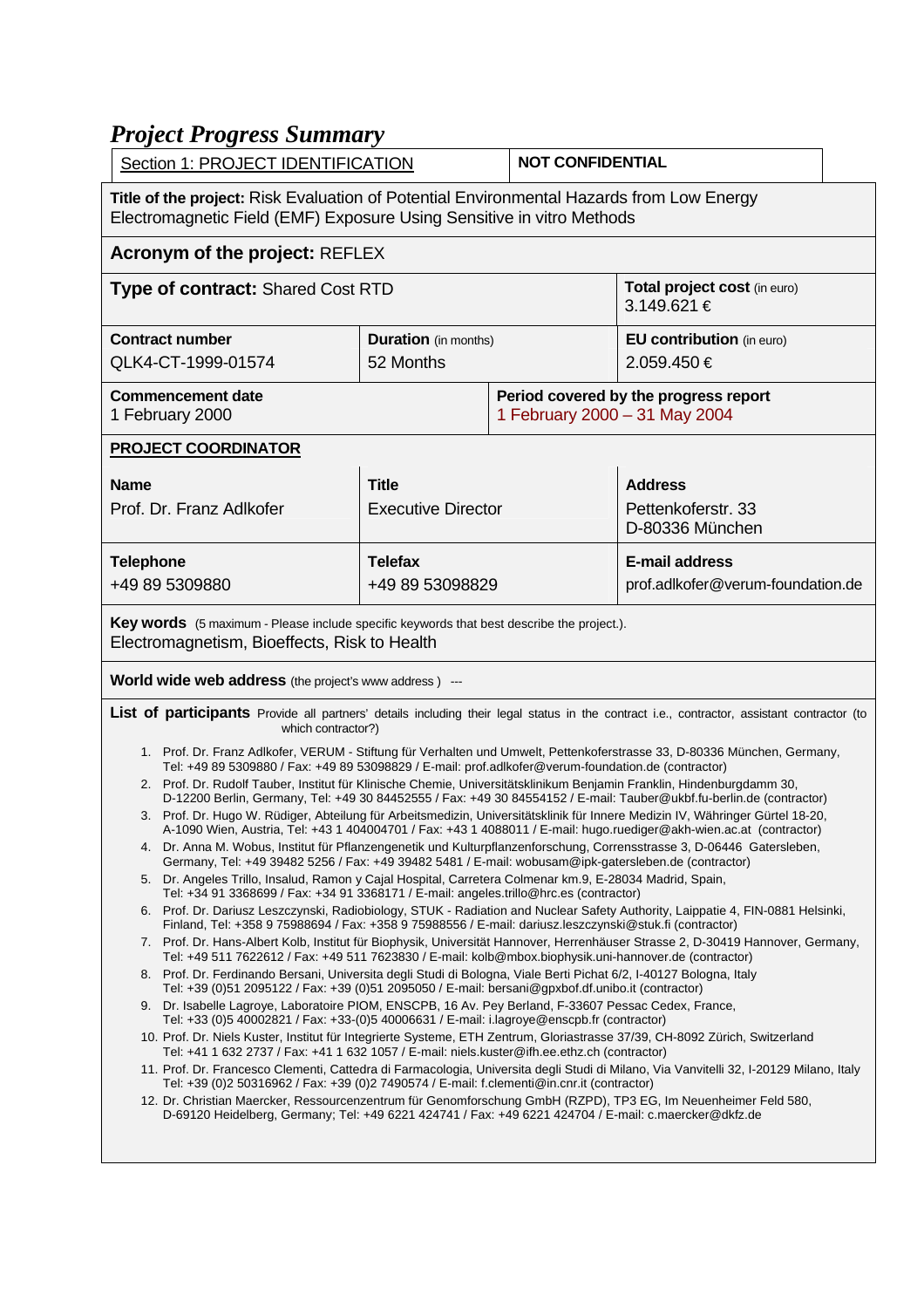# *Project Progress Summary*

| Section 1: PROJECT IDENTIFICATION | NOT CONFIDENTIAL |
|---|---|

**Title of the project:** Risk Evaluation of Potential Environmental Hazards from Low Energy Electromagnetic Field (EMF) Exposure Using Sensitive in vitro Methods

**Acronym of the project:** REFLEX

| **Type of contract:** Shared Cost RTD | | **Total project cost** (in euro) 3.149.621 € |
|---|---|---|
| **Contract number** QLK4-CT-1999-01574 | **Duration** (in months) 52 Months | **EU contribution** (in euro) 2.059.450 € |

| **Commencement date** 1 February 2000 | **Period covered by the progress report** 1 February 2000 – 31 May 2004 |
|---|---|

**PROJECT COORDINATOR**

| **Name** | **Title** | **Address** |
|---|---|---|
| Prof. Dr. Franz Adlkofer | Executive Director | Pettenkoferstr. 33 D-80336 München |
| **Telephone** | **Telefax** | **E-mail address** |
| +49 89 5309880 | +49 89 53098829 | prof.adlkofer@verum-foundation.de |

**Key words** (5 maximum - Please include specific keywords that best describe the project.).
Electromagnetism, Bioeffects, Risk to Health

**World wide web address** (the project's www address ) ---

**List of participants** Provide all partners' details including their legal status in the contract i.e., contractor, assistant contractor (to which contractor?)

1. Prof. Dr. Franz Adlkofer, VERUM - Stiftung für Verhalten und Umwelt, Pettenkoferstrasse 33, D-80336 München, Germany, Tel: +49 89 5309880 / Fax: +49 89 53098829 / E-mail: prof.adlkofer@verum-foundation.de (contractor)
2. Prof. Dr. Rudolf Tauber, Institut für Klinische Chemie, Universitätsklinikum Benjamin Franklin, Hindenburgdamm 30, D-12200 Berlin, Germany, Tel: +49 30 84452555 / Fax: +49 30 84554152 / E-mail: Tauber@ukbf.fu-berlin.de (contractor)
3. Prof. Dr. Hugo W. Rüdiger, Abteilung für Arbeitsmedizin, Universitätsklinik für Innere Medizin IV, Währinger Gürtel 18-20, A-1090 Wien, Austria, Tel: +43 1 404004701 / Fax: +43 1 4088011 / E-mail: hugo.ruediger@akh-wien.ac.at (contractor)
4. Dr. Anna M. Wobus, Institut für Pflanzengenetik und Kulturpflanzenforschung, Corrensstrasse 3, D-06446 Gatersleben, Germany, Tel: +49 39482 5256 / Fax: +49 39482 5481 / E-mail: wobusam@ipk-gatersleben.de (contractor)
5. Dr. Angeles Trillo, Insalud, Ramon y Cajal Hospital, Carretera Colmenar km.9, E-28034 Madrid, Spain, Tel: +34 91 3368699 / Fax: +34 91 3368171 / E-mail: angeles.trillo@hrc.es (contractor)
6. Prof. Dr. Dariusz Leszczynski, Radiobiology, STUK - Radiation and Nuclear Safety Authority, Laippatie 4, FIN-0881 Helsinki, Finland, Tel: +358 9 75988694 / Fax: +358 9 75988556 / E-mail: dariusz.leszczynski@stuk.fi (contractor)
7. Prof. Dr. Hans-Albert Kolb, Institut für Biophysik, Universität Hannover, Herrenhäuser Strasse 2, D-30419 Hannover, Germany, Tel: +49 511 7622612 / Fax: +49 511 7623830 / E-mail: kolb@mbox.biophysik.uni-hannover.de (contractor)
8. Prof. Dr. Ferdinando Bersani, Universita degli Studi di Bologna, Viale Berti Pichat 6/2, I-40127 Bologna, Italy Tel: +39 (0)51 2095122 / Fax: +39 (0)51 2095050 / E-mail: bersani@gpxbof.df.unibo.it (contractor)
9. Dr. Isabelle Lagroye, Laboratoire PIOM, ENSCPB, 16 Av. Pey Berland, F-33607 Pessac Cedex, France, Tel: +33 (0)5 40002821 / Fax: +33-(0)5 40006631 / E-mail: i.lagroye@enscpb.fr (contractor)
10. Prof. Dr. Niels Kuster, Institut für Integrierte Systeme, ETH Zentrum, Gloriastrasse 37/39, CH-8092 Zürich, Switzerland Tel: +41 1 632 2737 / Fax: +41 1 632 1057 / E-mail: niels.kuster@ifh.ee.ethz.ch (contractor)
11. Prof. Dr. Francesco Clementi, Cattedra di Farmacologia, Universita degli Studi di Milano, Via Vanvitelli 32, I-20129 Milano, Italy Tel: +39 (0)2 50316962 / Fax: +39 (0)2 7490574 / E-mail: f.clementi@in.cnr.it (contractor)
12. Dr. Christian Maercker, Ressourcenzentrum für Genomforschung GmbH (RZPD), TP3 EG, Im Neuenheimer Feld 580, D-69120 Heidelberg, Germany; Tel: +49 6221 424741 / Fax: +49 6221 424704 / E-mail: c.maercker@dkfz.de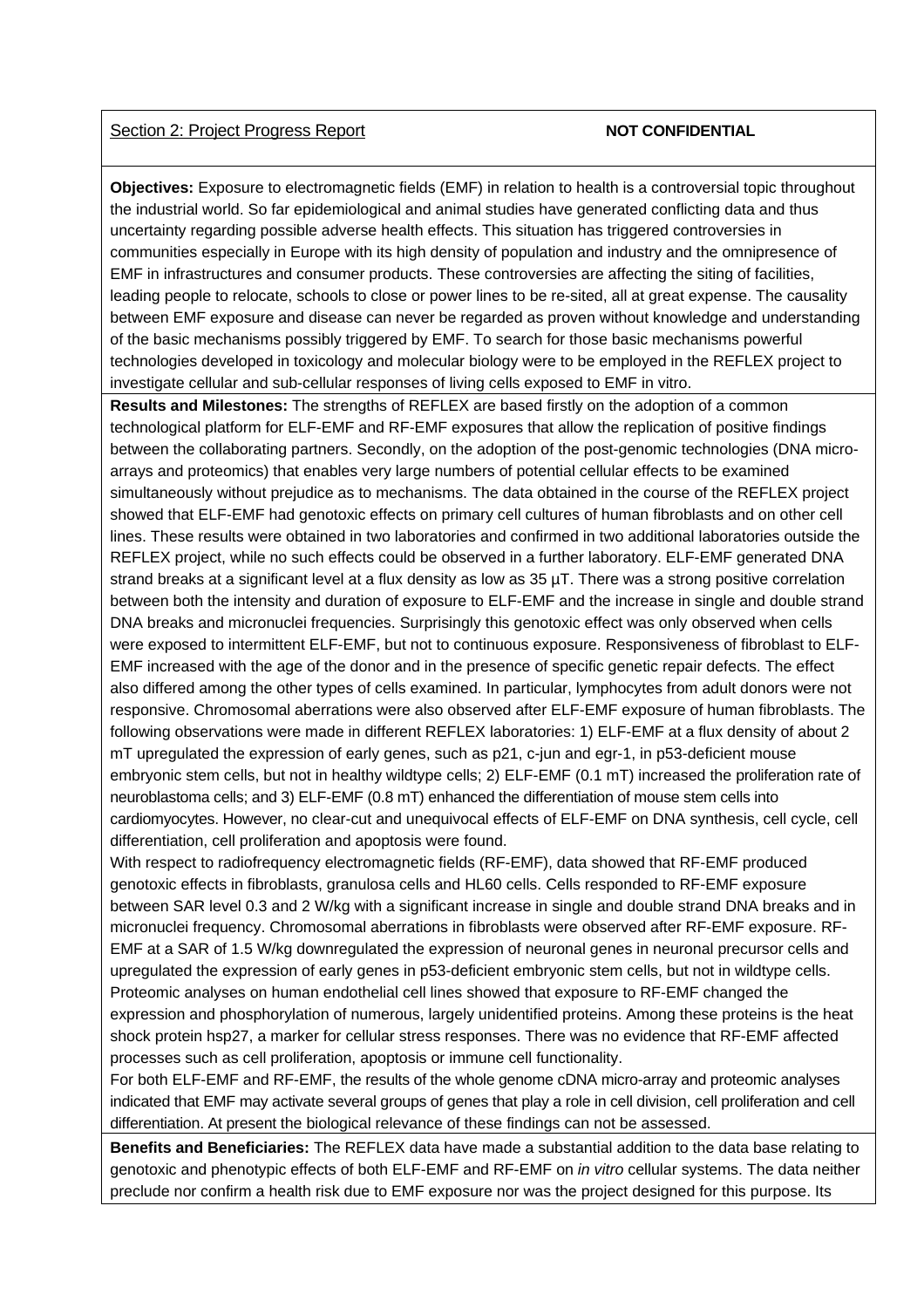Section 2: Project Progress Report **NOT CONFIDENTIAL**

**Objectives:** Exposure to electromagnetic fields (EMF) in relation to health is a controversial topic throughout the industrial world. So far epidemiological and animal studies have generated conflicting data and thus uncertainty regarding possible adverse health effects. This situation has triggered controversies in communities especially in Europe with its high density of population and industry and the omnipresence of EMF in infrastructures and consumer products. These controversies are affecting the siting of facilities, leading people to relocate, schools to close or power lines to be re-sited, all at great expense. The causality between EMF exposure and disease can never be regarded as proven without knowledge and understanding of the basic mechanisms possibly triggered by EMF. To search for those basic mechanisms powerful technologies developed in toxicology and molecular biology were to be employed in the REFLEX project to investigate cellular and sub-cellular responses of living cells exposed to EMF in vitro.

**Results and Milestones:** The strengths of REFLEX are based firstly on the adoption of a common technological platform for ELF-EMF and RF-EMF exposures that allow the replication of positive findings between the collaborating partners. Secondly, on the adoption of the post-genomic technologies (DNA micro-arrays and proteomics) that enables very large numbers of potential cellular effects to be examined simultaneously without prejudice as to mechanisms. The data obtained in the course of the REFLEX project showed that ELF-EMF had genotoxic effects on primary cell cultures of human fibroblasts and on other cell lines. These results were obtained in two laboratories and confirmed in two additional laboratories outside the REFLEX project, while no such effects could be observed in a further laboratory. ELF-EMF generated DNA strand breaks at a significant level at a flux density as low as 35 µT. There was a strong positive correlation between both the intensity and duration of exposure to ELF-EMF and the increase in single and double strand DNA breaks and micronuclei frequencies. Surprisingly this genotoxic effect was only observed when cells were exposed to intermittent ELF-EMF, but not to continuous exposure. Responsiveness of fibroblast to ELF-EMF increased with the age of the donor and in the presence of specific genetic repair defects. The effect also differed among the other types of cells examined. In particular, lymphocytes from adult donors were not responsive. Chromosomal aberrations were also observed after ELF-EMF exposure of human fibroblasts. The following observations were made in different REFLEX laboratories: 1) ELF-EMF at a flux density of about 2 mT upregulated the expression of early genes, such as p21, c-jun and egr-1, in p53-deficient mouse embryonic stem cells, but not in healthy wildtype cells; 2) ELF-EMF (0.1 mT) increased the proliferation rate of neuroblastoma cells; and 3) ELF-EMF (0.8 mT) enhanced the differentiation of mouse stem cells into cardiomyocytes. However, no clear-cut and unequivocal effects of ELF-EMF on DNA synthesis, cell cycle, cell differentiation, cell proliferation and apoptosis were found.

With respect to radiofrequency electromagnetic fields (RF-EMF), data showed that RF-EMF produced genotoxic effects in fibroblasts, granulosa cells and HL60 cells. Cells responded to RF-EMF exposure between SAR level 0.3 and 2 W/kg with a significant increase in single and double strand DNA breaks and in micronuclei frequency. Chromosomal aberrations in fibroblasts were observed after RF-EMF exposure. RF-EMF at a SAR of 1.5 W/kg downregulated the expression of neuronal genes in neuronal precursor cells and upregulated the expression of early genes in p53-deficient embryonic stem cells, but not in wildtype cells. Proteomic analyses on human endothelial cell lines showed that exposure to RF-EMF changed the expression and phosphorylation of numerous, largely unidentified proteins. Among these proteins is the heat shock protein hsp27, a marker for cellular stress responses. There was no evidence that RF-EMF affected processes such as cell proliferation, apoptosis or immune cell functionality.

For both ELF-EMF and RF-EMF, the results of the whole genome cDNA micro-array and proteomic analyses indicated that EMF may activate several groups of genes that play a role in cell division, cell proliferation and cell differentiation. At present the biological relevance of these findings can not be assessed.

**Benefits and Beneficiaries:** The REFLEX data have made a substantial addition to the data base relating to genotoxic and phenotypic effects of both ELF-EMF and RF-EMF on *in vitro* cellular systems. The data neither preclude nor confirm a health risk due to EMF exposure nor was the project designed for this purpose. Its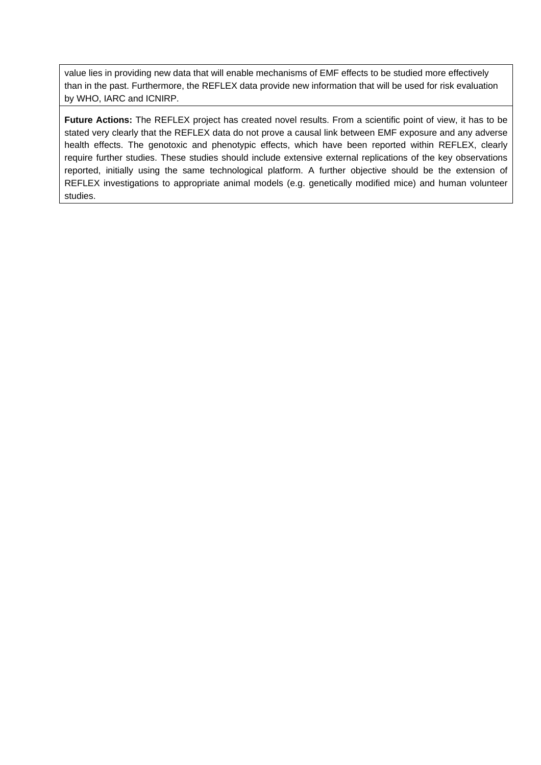value lies in providing new data that will enable mechanisms of EMF effects to be studied more effectively than in the past. Furthermore, the REFLEX data provide new information that will be used for risk evaluation by WHO, IARC and ICNIRP.

**Future Actions:** The REFLEX project has created novel results. From a scientific point of view, it has to be stated very clearly that the REFLEX data do not prove a causal link between EMF exposure and any adverse health effects. The genotoxic and phenotypic effects, which have been reported within REFLEX, clearly require further studies. These studies should include extensive external replications of the key observations reported, initially using the same technological platform. A further objective should be the extension of REFLEX investigations to appropriate animal models (e.g. genetically modified mice) and human volunteer studies.